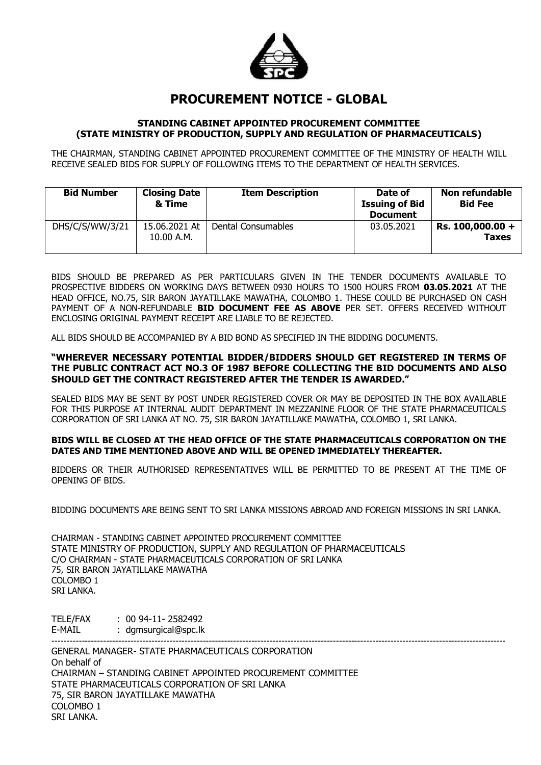# PROCUREMENT NOTICE - GLOBAL

**STANDING CABINET APPOINTED PROCUREMENT COMMITTEE**
**(STATE MINISTRY OF PRODUCTION, SUPPLY AND REGULATION OF PHARMACEUTICALS)**

THE CHAIRMAN, STANDING CABINET APPOINTED PROCUREMENT COMMITTEE OF THE MINISTRY OF HEALTH WILL RECEIVE SEALED BIDS FOR SUPPLY OF FOLLOWING ITEMS TO THE DEPARTMENT OF HEALTH SERVICES.

| Bid Number | Closing Date & Time | Item Description | Date of Issuing of Bid Document | Non refundable Bid Fee |
|---|---|---|---|---|
| DHS/C/S/WW/3/21 | 15.06.2021 At 10.00 A.M. | Dental Consumables | 03.05.2021 | **Rs. 100,000.00 + Taxes** |

BIDS SHOULD BE PREPARED AS PER PARTICULARS GIVEN IN THE TENDER DOCUMENTS AVAILABLE TO PROSPECTIVE BIDDERS ON WORKING DAYS BETWEEN 0930 HOURS TO 1500 HOURS FROM **03.05.2021** AT THE HEAD OFFICE, NO.75, SIR BARON JAYATILLAKE MAWATHA, COLOMBO 1. THESE COULD BE PURCHASED ON CASH PAYMENT OF A NON-REFUNDABLE **BID DOCUMENT FEE AS ABOVE** PER SET. OFFERS RECEIVED WITHOUT ENCLOSING ORIGINAL PAYMENT RECEIPT ARE LIABLE TO BE REJECTED.

ALL BIDS SHOULD BE ACCOMPANIED BY A BID BOND AS SPECIFIED IN THE BIDDING DOCUMENTS.

**"WHEREVER NECESSARY POTENTIAL BIDDER/BIDDERS SHOULD GET REGISTERED IN TERMS OF THE PUBLIC CONTRACT ACT NO.3 OF 1987 BEFORE COLLECTING THE BID DOCUMENTS AND ALSO SHOULD GET THE CONTRACT REGISTERED AFTER THE TENDER IS AWARDED."**

SEALED BIDS MAY BE SENT BY POST UNDER REGISTERED COVER OR MAY BE DEPOSITED IN THE BOX AVAILABLE FOR THIS PURPOSE AT INTERNAL AUDIT DEPARTMENT IN MEZZANINE FLOOR OF THE STATE PHARMACEUTICALS CORPORATION OF SRI LANKA AT NO. 75, SIR BARON JAYATILLAKE MAWATHA, COLOMBO 1, SRI LANKA.

**BIDS WILL BE CLOSED AT THE HEAD OFFICE OF THE STATE PHARMACEUTICALS CORPORATION ON THE DATES AND TIME MENTIONED ABOVE AND WILL BE OPENED IMMEDIATELY THEREAFTER.**

BIDDERS OR THEIR AUTHORISED REPRESENTATIVES WILL BE PERMITTED TO BE PRESENT AT THE TIME OF OPENING OF BIDS.

BIDDING DOCUMENTS ARE BEING SENT TO SRI LANKA MISSIONS ABROAD AND FOREIGN MISSIONS IN SRI LANKA.

CHAIRMAN - STANDING CABINET APPOINTED PROCUREMENT COMMITTEE
STATE MINISTRY OF PRODUCTION, SUPPLY AND REGULATION OF PHARMACEUTICALS
C/O CHAIRMAN - STATE PHARMACEUTICALS CORPORATION OF SRI LANKA
75, SIR BARON JAYATILLAKE MAWATHA
COLOMBO 1
SRI LANKA.

TELE/FAX : 00 94-11- 2582492
E-MAIL : dgmsurgical@spc.lk

---

GENERAL MANAGER- STATE PHARMACEUTICALS CORPORATION
On behalf of
CHAIRMAN – STANDING CABINET APPOINTED PROCUREMENT COMMITTEE
STATE PHARMACEUTICALS CORPORATION OF SRI LANKA
75, SIR BARON JAYATILLAKE MAWATHA
COLOMBO 1
SRI LANKA.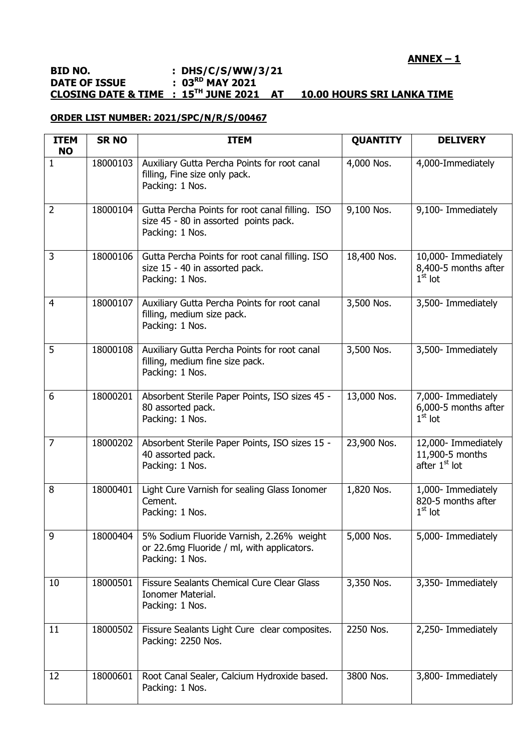**ANNEX – 1**

**BID NO. : DHS/C/S/WW/3/21**
**DATE OF ISSUE : 03RD MAY 2021**
**CLOSING DATE & TIME : 15TH JUNE 2021 AT 10.00 HOURS SRI LANKA TIME**

**ORDER LIST NUMBER: 2021/SPC/N/R/S/00467**

| ITEM NO | SR NO | ITEM | QUANTITY | DELIVERY |
|---|---|---|---|---|
| 1 | 18000103 | Auxiliary Gutta Percha Points for root canal filling, Fine size only pack. Packing: 1 Nos. | 4,000 Nos. | 4,000-Immediately |
| 2 | 18000104 | Gutta Percha Points for root canal filling. ISO size 45 - 80 in assorted points pack. Packing: 1 Nos. | 9,100 Nos. | 9,100- Immediately |
| 3 | 18000106 | Gutta Percha Points for root canal filling. ISO size 15 - 40 in assorted pack. Packing: 1 Nos. | 18,400 Nos. | 10,000- Immediately 8,400-5 months after 1st lot |
| 4 | 18000107 | Auxiliary Gutta Percha Points for root canal filling, medium size pack. Packing: 1 Nos. | 3,500 Nos. | 3,500- Immediately |
| 5 | 18000108 | Auxiliary Gutta Percha Points for root canal filling, medium fine size pack. Packing: 1 Nos. | 3,500 Nos. | 3,500- Immediately |
| 6 | 18000201 | Absorbent Sterile Paper Points, ISO sizes 45 - 80 assorted pack. Packing: 1 Nos. | 13,000 Nos. | 7,000- Immediately 6,000-5 months after 1st lot |
| 7 | 18000202 | Absorbent Sterile Paper Points, ISO sizes 15 - 40 assorted pack. Packing: 1 Nos. | 23,900 Nos. | 12,000- Immediately 11,900-5 months after 1st lot |
| 8 | 18000401 | Light Cure Varnish for sealing Glass Ionomer Cement. Packing: 1 Nos. | 1,820 Nos. | 1,000- Immediately 820-5 months after 1st lot |
| 9 | 18000404 | 5% Sodium Fluoride Varnish, 2.26% weight or 22.6mg Fluoride / ml, with applicators. Packing: 1 Nos. | 5,000 Nos. | 5,000- Immediately |
| 10 | 18000501 | Fissure Sealants Chemical Cure Clear Glass Ionomer Material. Packing: 1 Nos. | 3,350 Nos. | 3,350- Immediately |
| 11 | 18000502 | Fissure Sealants Light Cure clear composites. Packing: 2250 Nos. | 2250 Nos. | 2,250- Immediately |
| 12 | 18000601 | Root Canal Sealer, Calcium Hydroxide based. Packing: 1 Nos. | 3800 Nos. | 3,800- Immediately |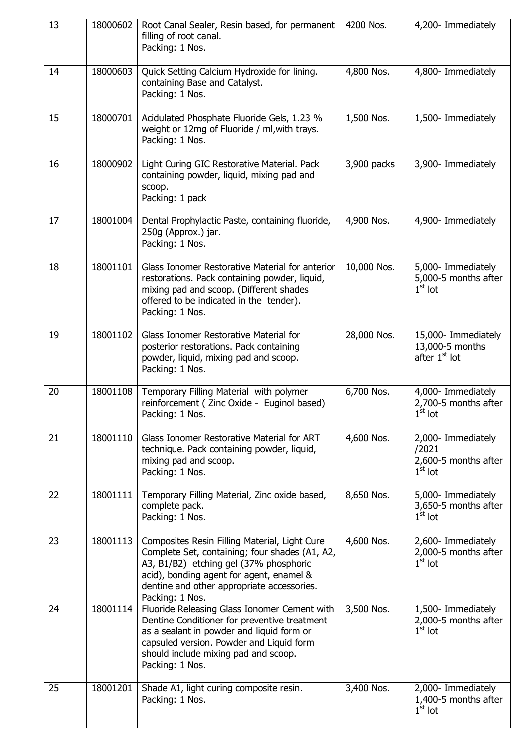| 13 | 18000602 | Root Canal Sealer, Resin based, for permanent filling of root canal.<br>Packing: 1 Nos. | 4200 Nos. | 4,200- Immediately |
|---|---|---|---|---|
| 14 | 18000603 | Quick Setting Calcium Hydroxide for lining. containing Base and Catalyst.<br>Packing: 1 Nos. | 4,800 Nos. | 4,800- Immediately |
| 15 | 18000701 | Acidulated Phosphate Fluoride Gels, 1.23 % weight or 12mg of Fluoride / ml,with trays.<br>Packing: 1 Nos. | 1,500 Nos. | 1,500- Immediately |
| 16 | 18000902 | Light Curing GIC Restorative Material. Pack containing powder, liquid, mixing pad and scoop.<br>Packing: 1 pack | 3,900 packs | 3,900- Immediately |
| 17 | 18001004 | Dental Prophylactic Paste, containing fluoride, 250g (Approx.) jar.<br>Packing: 1 Nos. | 4,900 Nos. | 4,900- Immediately |
| 18 | 18001101 | Glass Ionomer Restorative Material for anterior restorations. Pack containing powder, liquid, mixing pad and scoop. (Different shades offered to be indicated in the tender).<br>Packing: 1 Nos. | 10,000 Nos. | 5,000- Immediately<br>5,000-5 months after 1st lot |
| 19 | 18001102 | Glass Ionomer Restorative Material for posterior restorations. Pack containing powder, liquid, mixing pad and scoop.<br>Packing: 1 Nos. | 28,000 Nos. | 15,000- Immediately<br>13,000-5 months after 1st lot |
| 20 | 18001108 | Temporary Filling Material with polymer reinforcement ( Zinc Oxide - Euginol based)<br>Packing: 1 Nos. | 6,700 Nos. | 4,000- Immediately<br>2,700-5 months after 1st lot |
| 21 | 18001110 | Glass Ionomer Restorative Material for ART technique. Pack containing powder, liquid, mixing pad and scoop.<br>Packing: 1 Nos. | 4,600 Nos. | 2,000- Immediately /2021<br>2,600-5 months after 1st lot |
| 22 | 18001111 | Temporary Filling Material, Zinc oxide based, complete pack.<br>Packing: 1 Nos. | 8,650 Nos. | 5,000- Immediately<br>3,650-5 months after 1st lot |
| 23 | 18001113 | Composites Resin Filling Material, Light Cure Complete Set, containing; four shades (A1, A2, A3, B1/B2) etching gel (37% phosphoric acid), bonding agent for agent, enamel & dentine and other appropriate accessories.<br>Packing: 1 Nos. | 4,600 Nos. | 2,600- Immediately<br>2,000-5 months after 1st lot |
| 24 | 18001114 | Fluoride Releasing Glass Ionomer Cement with Dentine Conditioner for preventive treatment as a sealant in powder and liquid form or capsuled version. Powder and Liquid form should include mixing pad and scoop.<br>Packing: 1 Nos. | 3,500 Nos. | 1,500- Immediately<br>2,000-5 months after 1st lot |
| 25 | 18001201 | Shade A1, light curing composite resin.<br>Packing: 1 Nos. | 3,400 Nos. | 2,000- Immediately<br>1,400-5 months after 1st lot |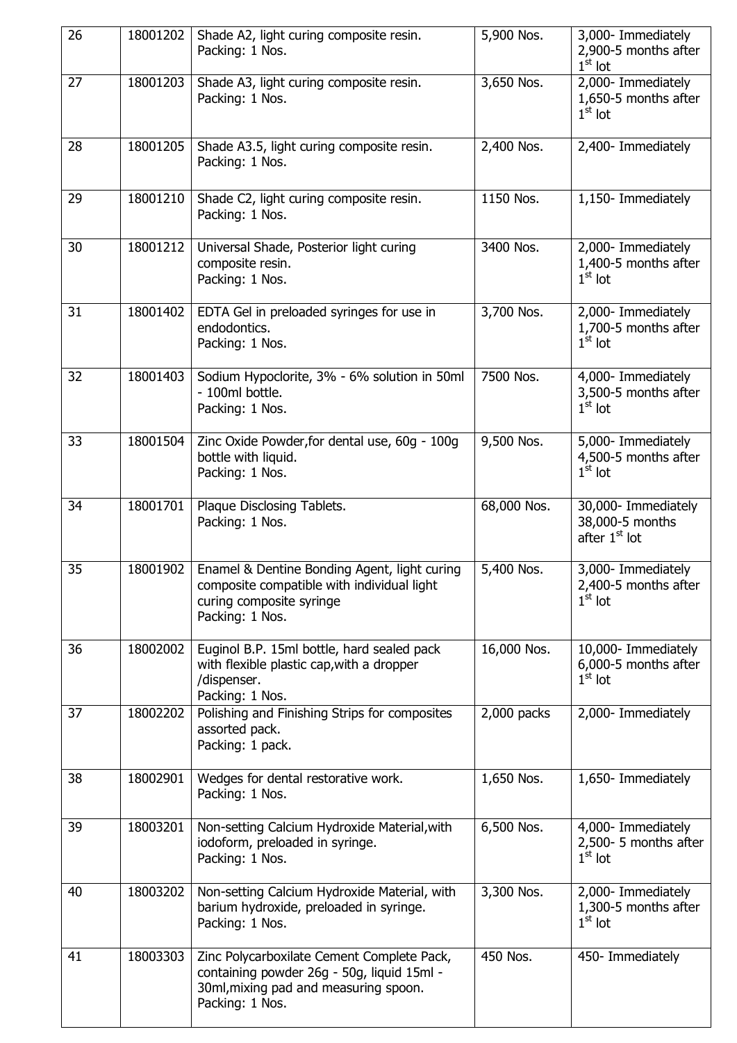| 26 | 18001202 | Shade A2, light curing composite resin.<br>Packing: 1 Nos. | 5,900 Nos. | 3,000- Immediately<br>2,900-5 months after 1st lot |
|---|---|---|---|---|
| 27 | 18001203 | Shade A3, light curing composite resin.<br>Packing: 1 Nos. | 3,650 Nos. | 2,000- Immediately<br>1,650-5 months after 1st lot |
| 28 | 18001205 | Shade A3.5, light curing composite resin.<br>Packing: 1 Nos. | 2,400 Nos. | 2,400- Immediately |
| 29 | 18001210 | Shade C2, light curing composite resin.<br>Packing: 1 Nos. | 1150 Nos. | 1,150- Immediately |
| 30 | 18001212 | Universal Shade, Posterior light curing composite resin.<br>Packing: 1 Nos. | 3400 Nos. | 2,000- Immediately<br>1,400-5 months after 1st lot |
| 31 | 18001402 | EDTA Gel in preloaded syringes for use in endodontics.<br>Packing: 1 Nos. | 3,700 Nos. | 2,000- Immediately<br>1,700-5 months after 1st lot |
| 32 | 18001403 | Sodium Hypoclorite, 3% - 6% solution in 50ml - 100ml bottle.<br>Packing: 1 Nos. | 7500 Nos. | 4,000- Immediately<br>3,500-5 months after 1st lot |
| 33 | 18001504 | Zinc Oxide Powder,for dental use, 60g - 100g bottle with liquid.<br>Packing: 1 Nos. | 9,500 Nos. | 5,000- Immediately<br>4,500-5 months after 1st lot |
| 34 | 18001701 | Plaque Disclosing Tablets.<br>Packing: 1 Nos. | 68,000 Nos. | 30,000- Immediately<br>38,000-5 months after 1st lot |
| 35 | 18001902 | Enamel & Dentine Bonding Agent, light curing composite compatible with individual light curing composite syringe<br>Packing: 1 Nos. | 5,400 Nos. | 3,000- Immediately<br>2,400-5 months after 1st lot |
| 36 | 18002002 | Euginol B.P. 15ml bottle, hard sealed pack with flexible plastic cap,with a dropper /dispenser.<br>Packing: 1 Nos. | 16,000 Nos. | 10,000- Immediately<br>6,000-5 months after 1st lot |
| 37 | 18002202 | Polishing and Finishing Strips for composites assorted pack.<br>Packing: 1 pack. | 2,000 packs | 2,000- Immediately |
| 38 | 18002901 | Wedges for dental restorative work.<br>Packing: 1 Nos. | 1,650 Nos. | 1,650- Immediately |
| 39 | 18003201 | Non-setting Calcium Hydroxide Material,with iodoform, preloaded in syringe.<br>Packing: 1 Nos. | 6,500 Nos. | 4,000- Immediately<br>2,500- 5 months after 1st lot |
| 40 | 18003202 | Non-setting Calcium Hydroxide Material, with barium hydroxide, preloaded in syringe.<br>Packing: 1 Nos. | 3,300 Nos. | 2,000- Immediately<br>1,300-5 months after 1st lot |
| 41 | 18003303 | Zinc Polycarboxilate Cement Complete Pack, containing powder 26g - 50g, liquid 15ml - 30ml,mixing pad and measuring spoon.<br>Packing: 1 Nos. | 450 Nos. | 450- Immediately |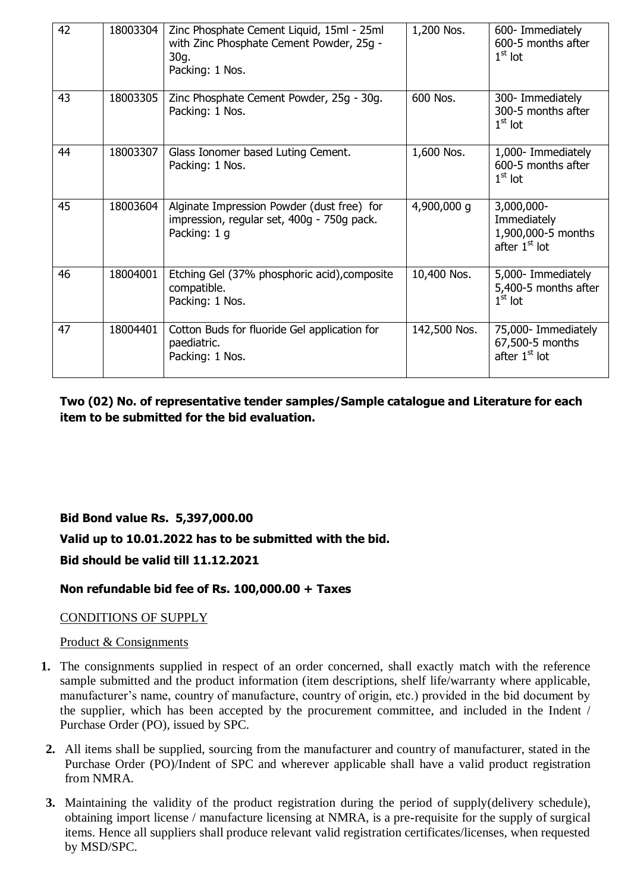| 42 | 18003304 | Zinc Phosphate Cement Liquid, 15ml - 25ml with Zinc Phosphate Cement Powder, 25g - 30g.<br>Packing: 1 Nos. | 1,200 Nos. | 600- Immediately<br>600-5 months after 1st lot |
|---|---|---|---|---|
| 43 | 18003305 | Zinc Phosphate Cement Powder, 25g - 30g.<br>Packing: 1 Nos. | 600 Nos. | 300- Immediately<br>300-5 months after 1st lot |
| 44 | 18003307 | Glass Ionomer based Luting Cement.<br>Packing: 1 Nos. | 1,600 Nos. | 1,000- Immediately<br>600-5 months after 1st lot |
| 45 | 18003604 | Alginate Impression Powder (dust free) for impression, regular set, 400g - 750g pack.<br>Packing: 1 g | 4,900,000 g | 3,000,000-Immediately<br>1,900,000-5 months after 1st lot |
| 46 | 18004001 | Etching Gel (37% phosphoric acid),composite compatible.<br>Packing: 1 Nos. | 10,400 Nos. | 5,000- Immediately<br>5,400-5 months after 1st lot |
| 47 | 18004401 | Cotton Buds for fluoride Gel application for paediatric.<br>Packing: 1 Nos. | 142,500 Nos. | 75,000- Immediately<br>67,500-5 months after 1st lot |

**Two (02) No. of representative tender samples/Sample catalogue and Literature for each item to be submitted for the bid evaluation.**

**Bid Bond value Rs. 5,397,000.00**

**Valid up to 10.01.2022 has to be submitted with the bid.**

**Bid should be valid till 11.12.2021**

**Non refundable bid fee of Rs. 100,000.00 + Taxes**

CONDITIONS OF SUPPLY

Product & Consignments

1. The consignments supplied in respect of an order concerned, shall exactly match with the reference sample submitted and the product information (item descriptions, shelf life/warranty where applicable, manufacturer's name, country of manufacture, country of origin, etc.) provided in the bid document by the supplier, which has been accepted by the procurement committee, and included in the Indent / Purchase Order (PO), issued by SPC.
2. All items shall be supplied, sourcing from the manufacturer and country of manufacturer, stated in the Purchase Order (PO)/Indent of SPC and wherever applicable shall have a valid product registration from NMRA.
3. Maintaining the validity of the product registration during the period of supply(delivery schedule), obtaining import license / manufacture licensing at NMRA, is a pre-requisite for the supply of surgical items. Hence all suppliers shall produce relevant valid registration certificates/licenses, when requested by MSD/SPC.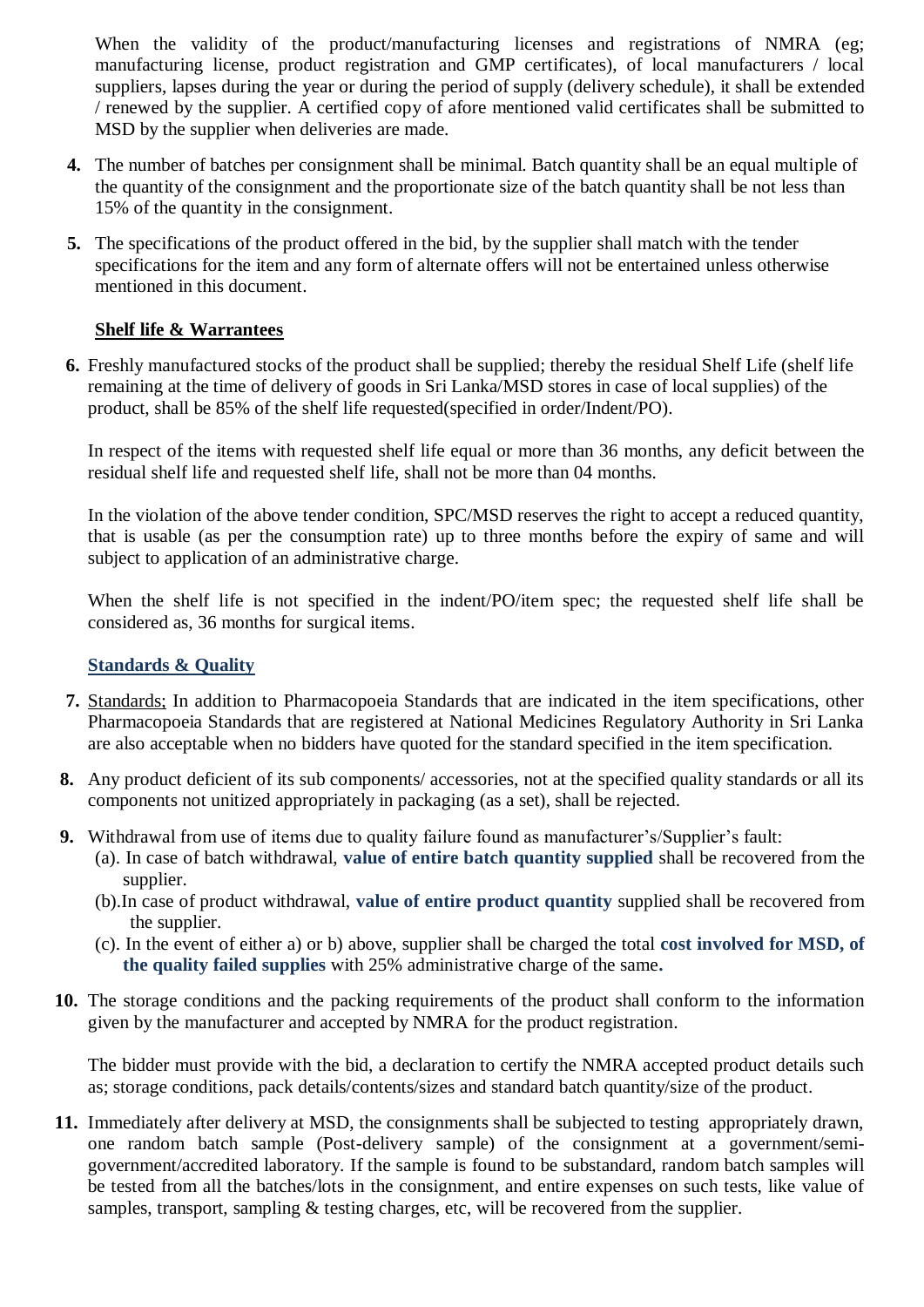When the validity of the product/manufacturing licenses and registrations of NMRA (eg; manufacturing license, product registration and GMP certificates), of local manufacturers / local suppliers, lapses during the year or during the period of supply (delivery schedule), it shall be extended / renewed by the supplier. A certified copy of afore mentioned valid certificates shall be submitted to MSD by the supplier when deliveries are made.

**4.** The number of batches per consignment shall be minimal. Batch quantity shall be an equal multiple of the quantity of the consignment and the proportionate size of the batch quantity shall be not less than 15% of the quantity in the consignment.

**5.** The specifications of the product offered in the bid, by the supplier shall match with the tender specifications for the item and any form of alternate offers will not be entertained unless otherwise mentioned in this document.

**<u>Shelf life & Warrantees</u>**

**6.** Freshly manufactured stocks of the product shall be supplied; thereby the residual Shelf Life (shelf life remaining at the time of delivery of goods in Sri Lanka/MSD stores in case of local supplies) of the product, shall be 85% of the shelf life requested(specified in order/Indent/PO).

In respect of the items with requested shelf life equal or more than 36 months, any deficit between the residual shelf life and requested shelf life, shall not be more than 04 months.

In the violation of the above tender condition, SPC/MSD reserves the right to accept a reduced quantity, that is usable (as per the consumption rate) up to three months before the expiry of same and will subject to application of an administrative charge.

When the shelf life is not specified in the indent/PO/item spec; the requested shelf life shall be considered as, 36 months for surgical items.

**<u>Standards & Quality</u>**

**7.** <u>Standards;</u> In addition to Pharmacopoeia Standards that are indicated in the item specifications, other Pharmacopoeia Standards that are registered at National Medicines Regulatory Authority in Sri Lanka are also acceptable when no bidders have quoted for the standard specified in the item specification.

**8.** Any product deficient of its sub components/ accessories, not at the specified quality standards or all its components not unitized appropriately in packaging (as a set), shall be rejected.

**9.** Withdrawal from use of items due to quality failure found as manufacturer's/Supplier's fault:

(a). In case of batch withdrawal, **value of entire batch quantity supplied** shall be recovered from the supplier.

(b).In case of product withdrawal, **value of entire product quantity** supplied shall be recovered from the supplier.

(c). In the event of either a) or b) above, supplier shall be charged the total **cost involved for MSD, of the quality failed supplies** with 25% administrative charge of the same**.**

**10.** The storage conditions and the packing requirements of the product shall conform to the information given by the manufacturer and accepted by NMRA for the product registration.

The bidder must provide with the bid, a declaration to certify the NMRA accepted product details such as; storage conditions, pack details/contents/sizes and standard batch quantity/size of the product.

**11.** Immediately after delivery at MSD, the consignments shall be subjected to testing appropriately drawn, one random batch sample (Post-delivery sample) of the consignment at a government/semi-government/accredited laboratory. If the sample is found to be substandard, random batch samples will be tested from all the batches/lots in the consignment, and entire expenses on such tests, like value of samples, transport, sampling & testing charges, etc, will be recovered from the supplier.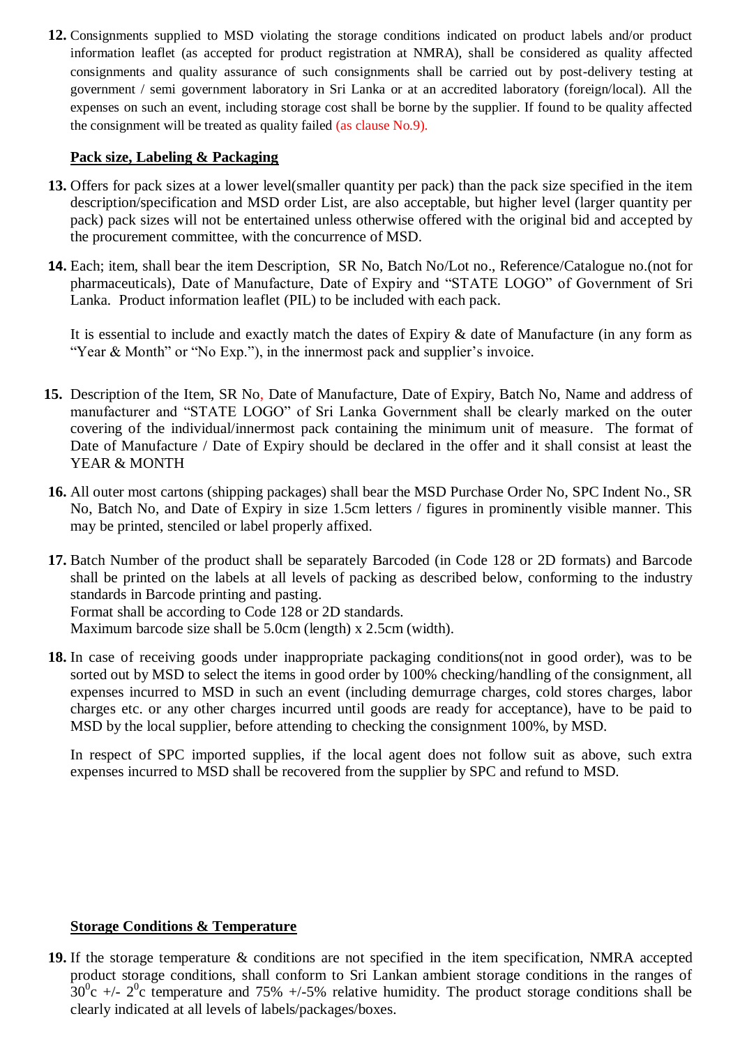12. Consignments supplied to MSD violating the storage conditions indicated on product labels and/or product information leaflet (as accepted for product registration at NMRA), shall be considered as quality affected consignments and quality assurance of such consignments shall be carried out by post-delivery testing at government / semi government laboratory in Sri Lanka or at an accredited laboratory (foreign/local). All the expenses on such an event, including storage cost shall be borne by the supplier. If found to be quality affected the consignment will be treated as quality failed (as clause No.9).

**Pack size, Labeling & Packaging**

13. Offers for pack sizes at a lower level(smaller quantity per pack) than the pack size specified in the item description/specification and MSD order List, are also acceptable, but higher level (larger quantity per pack) pack sizes will not be entertained unless otherwise offered with the original bid and accepted by the procurement committee, with the concurrence of MSD.

14. Each; item, shall bear the item Description, SR No, Batch No/Lot no., Reference/Catalogue no.(not for pharmaceuticals), Date of Manufacture, Date of Expiry and "STATE LOGO" of Government of Sri Lanka. Product information leaflet (PIL) to be included with each pack.

    It is essential to include and exactly match the dates of Expiry & date of Manufacture (in any form as "Year & Month" or "No Exp."), in the innermost pack and supplier's invoice.

15. Description of the Item, SR No, Date of Manufacture, Date of Expiry, Batch No, Name and address of manufacturer and "STATE LOGO" of Sri Lanka Government shall be clearly marked on the outer covering of the individual/innermost pack containing the minimum unit of measure. The format of Date of Manufacture / Date of Expiry should be declared in the offer and it shall consist at least the YEAR & MONTH

16. All outer most cartons (shipping packages) shall bear the MSD Purchase Order No, SPC Indent No., SR No, Batch No, and Date of Expiry in size 1.5cm letters / figures in prominently visible manner. This may be printed, stenciled or label properly affixed.

17. Batch Number of the product shall be separately Barcoded (in Code 128 or 2D formats) and Barcode shall be printed on the labels at all levels of packing as described below, conforming to the industry standards in Barcode printing and pasting.
    Format shall be according to Code 128 or 2D standards.
    Maximum barcode size shall be 5.0cm (length) x 2.5cm (width).

18. In case of receiving goods under inappropriate packaging conditions(not in good order), was to be sorted out by MSD to select the items in good order by 100% checking/handling of the consignment, all expenses incurred to MSD in such an event (including demurrage charges, cold stores charges, labor charges etc. or any other charges incurred until goods are ready for acceptance), have to be paid to MSD by the local supplier, before attending to checking the consignment 100%, by MSD.

    In respect of SPC imported supplies, if the local agent does not follow suit as above, such extra expenses incurred to MSD shall be recovered from the supplier by SPC and refund to MSD.

**Storage Conditions & Temperature**

19. If the storage temperature & conditions are not specified in the item specification, NMRA accepted product storage conditions, shall conform to Sri Lankan ambient storage conditions in the ranges of $30^{0}$c +/- $2^{0}$c temperature and 75% +/-5% relative humidity. The product storage conditions shall be clearly indicated at all levels of labels/packages/boxes.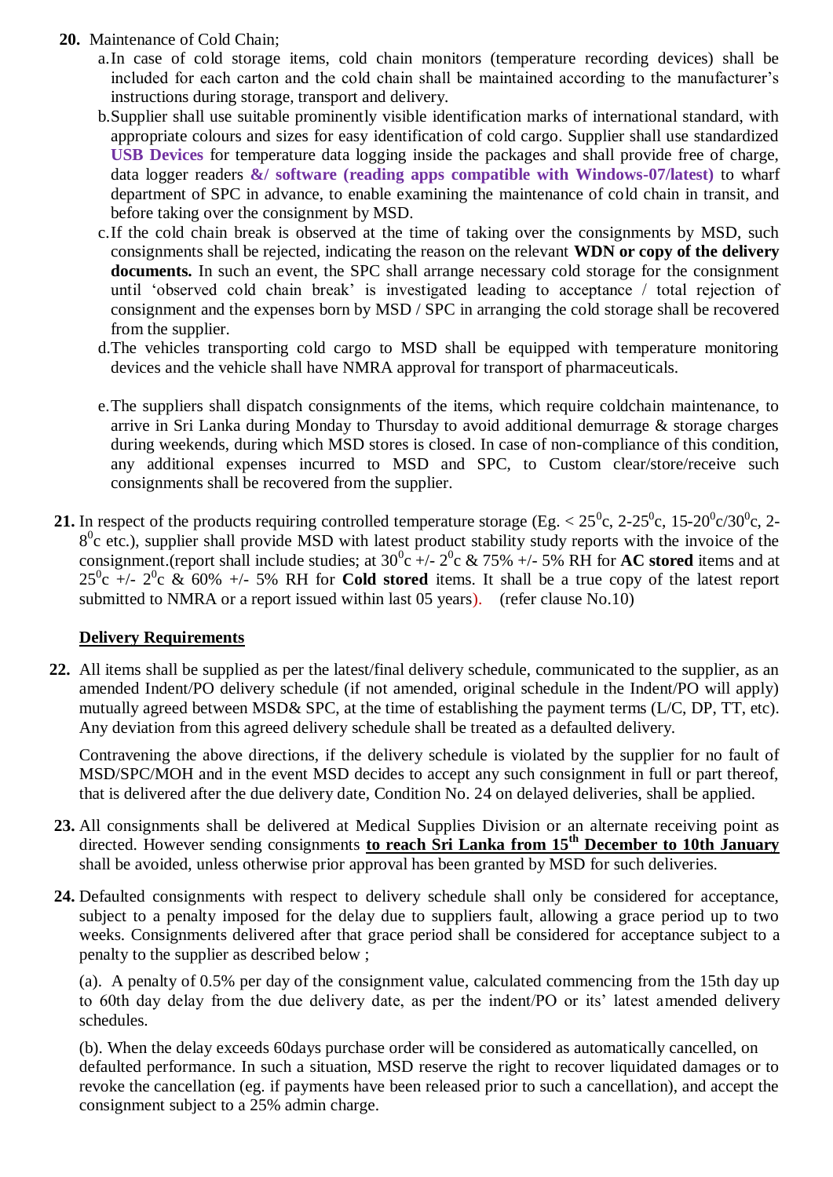20. Maintenance of Cold Chain;

   a. In case of cold storage items, cold chain monitors (temperature recording devices) shall be included for each carton and the cold chain shall be maintained according to the manufacturer's instructions during storage, transport and delivery.

   b. Supplier shall use suitable prominently visible identification marks of international standard, with appropriate colours and sizes for easy identification of cold cargo. Supplier shall use standardized **USB Devices** for temperature data logging inside the packages and shall provide free of charge, data logger readers **&/ software (reading apps compatible with Windows-07/latest)** to wharf department of SPC in advance, to enable examining the maintenance of cold chain in transit, and before taking over the consignment by MSD.

   c. If the cold chain break is observed at the time of taking over the consignments by MSD, such consignments shall be rejected, indicating the reason on the relevant **WDN or copy of the delivery documents.** In such an event, the SPC shall arrange necessary cold storage for the consignment until 'observed cold chain break' is investigated leading to acceptance / total rejection of consignment and the expenses born by MSD / SPC in arranging the cold storage shall be recovered from the supplier.

   d. The vehicles transporting cold cargo to MSD shall be equipped with temperature monitoring devices and the vehicle shall have NMRA approval for transport of pharmaceuticals.

   e. The suppliers shall dispatch consignments of the items, which require coldchain maintenance, to arrive in Sri Lanka during Monday to Thursday to avoid additional demurrage & storage charges during weekends, during which MSD stores is closed. In case of non-compliance of this condition, any additional expenses incurred to MSD and SPC, to Custom clear/store/receive such consignments shall be recovered from the supplier.

21. In respect of the products requiring controlled temperature storage (Eg. < $25^0$c, 2-$25^0$c, 15-$20^0$c/$30^0$c, 2-$8^0$c etc.), supplier shall provide MSD with latest product stability study reports with the invoice of the consignment.(report shall include studies; at $30^0$c +/- $2^0$c & 75% +/- 5% RH for **AC stored** items and at $25^0$c +/- $2^0$c & 60% +/- 5% RH for **Cold stored** items. It shall be a true copy of the latest report submitted to NMRA or a report issued within last 05 years). (refer clause No.10)

## Delivery Requirements

22. All items shall be supplied as per the latest/final delivery schedule, communicated to the supplier, as an amended Indent/PO delivery schedule (if not amended, original schedule in the Indent/PO will apply) mutually agreed between MSD& SPC, at the time of establishing the payment terms (L/C, DP, TT, etc). Any deviation from this agreed delivery schedule shall be treated as a defaulted delivery.

    Contravening the above directions, if the delivery schedule is violated by the supplier for no fault of MSD/SPC/MOH and in the event MSD decides to accept any such consignment in full or part thereof, that is delivered after the due delivery date, Condition No. 24 on delayed deliveries, shall be applied.

23. All consignments shall be delivered at Medical Supplies Division or an alternate receiving point as directed. However sending consignments **to reach Sri Lanka from 15th December to 10th January** shall be avoided, unless otherwise prior approval has been granted by MSD for such deliveries.

24. Defaulted consignments with respect to delivery schedule shall only be considered for acceptance, subject to a penalty imposed for the delay due to suppliers fault, allowing a grace period up to two weeks. Consignments delivered after that grace period shall be considered for acceptance subject to a penalty to the supplier as described below ;

    (a). A penalty of 0.5% per day of the consignment value, calculated commencing from the 15th day up to 60th day delay from the due delivery date, as per the indent/PO or its' latest amended delivery schedules.

    (b). When the delay exceeds 60days purchase order will be considered as automatically cancelled, on defaulted performance. In such a situation, MSD reserve the right to recover liquidated damages or to revoke the cancellation (eg. if payments have been released prior to such a cancellation), and accept the consignment subject to a 25% admin charge.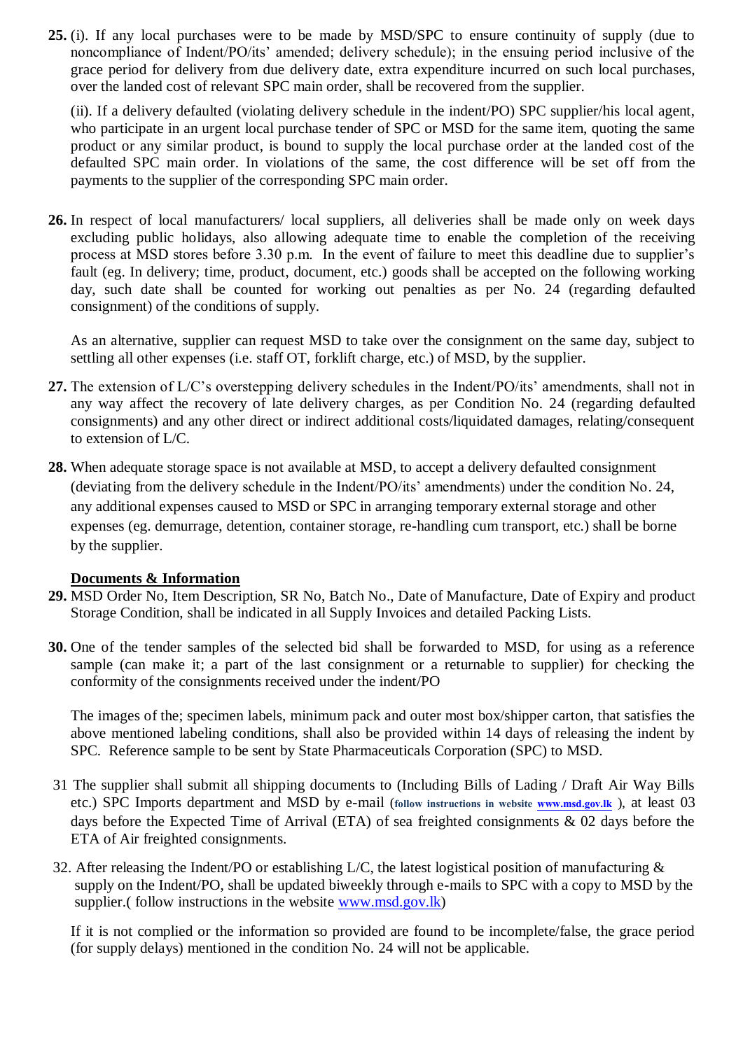**25.** (i). If any local purchases were to be made by MSD/SPC to ensure continuity of supply (due to noncompliance of Indent/PO/its' amended; delivery schedule); in the ensuing period inclusive of the grace period for delivery from due delivery date, extra expenditure incurred on such local purchases, over the landed cost of relevant SPC main order, shall be recovered from the supplier.

(ii). If a delivery defaulted (violating delivery schedule in the indent/PO) SPC supplier/his local agent, who participate in an urgent local purchase tender of SPC or MSD for the same item, quoting the same product or any similar product, is bound to supply the local purchase order at the landed cost of the defaulted SPC main order. In violations of the same, the cost difference will be set off from the payments to the supplier of the corresponding SPC main order.

**26.** In respect of local manufacturers/ local suppliers, all deliveries shall be made only on week days excluding public holidays, also allowing adequate time to enable the completion of the receiving process at MSD stores before 3.30 p.m. In the event of failure to meet this deadline due to supplier's fault (eg. In delivery; time, product, document, etc.) goods shall be accepted on the following working day, such date shall be counted for working out penalties as per No. 24 (regarding defaulted consignment) of the conditions of supply.

As an alternative, supplier can request MSD to take over the consignment on the same day, subject to settling all other expenses (i.e. staff OT, forklift charge, etc.) of MSD, by the supplier.

**27.** The extension of L/C's overstepping delivery schedules in the Indent/PO/its' amendments, shall not in any way affect the recovery of late delivery charges, as per Condition No. 24 (regarding defaulted consignments) and any other direct or indirect additional costs/liquidated damages, relating/consequent to extension of L/C.

**28.** When adequate storage space is not available at MSD, to accept a delivery defaulted consignment (deviating from the delivery schedule in the Indent/PO/its' amendments) under the condition No. 24, any additional expenses caused to MSD or SPC in arranging temporary external storage and other expenses (eg. demurrage, detention, container storage, re-handling cum transport, etc.) shall be borne by the supplier.

**<u>Documents & Information</u>**

**29.** MSD Order No, Item Description, SR No, Batch No., Date of Manufacture, Date of Expiry and product Storage Condition, shall be indicated in all Supply Invoices and detailed Packing Lists.

**30.** One of the tender samples of the selected bid shall be forwarded to MSD, for using as a reference sample (can make it; a part of the last consignment or a returnable to supplier) for checking the conformity of the consignments received under the indent/PO

The images of the; specimen labels, minimum pack and outer most box/shipper carton, that satisfies the above mentioned labeling conditions, shall also be provided within 14 days of releasing the indent by SPC. Reference sample to be sent by State Pharmaceuticals Corporation (SPC) to MSD.

31 The supplier shall submit all shipping documents to (Including Bills of Lading / Draft Air Way Bills etc.) SPC Imports department and MSD by e-mail (**follow instructions in website www.msd.gov.lk** ), at least 03 days before the Expected Time of Arrival (ETA) of sea freighted consignments & 02 days before the ETA of Air freighted consignments.

32. After releasing the Indent/PO or establishing L/C, the latest logistical position of manufacturing & supply on the Indent/PO, shall be updated biweekly through e-mails to SPC with a copy to MSD by the supplier.( follow instructions in the website www.msd.gov.lk)

If it is not complied or the information so provided are found to be incomplete/false, the grace period (for supply delays) mentioned in the condition No. 24 will not be applicable.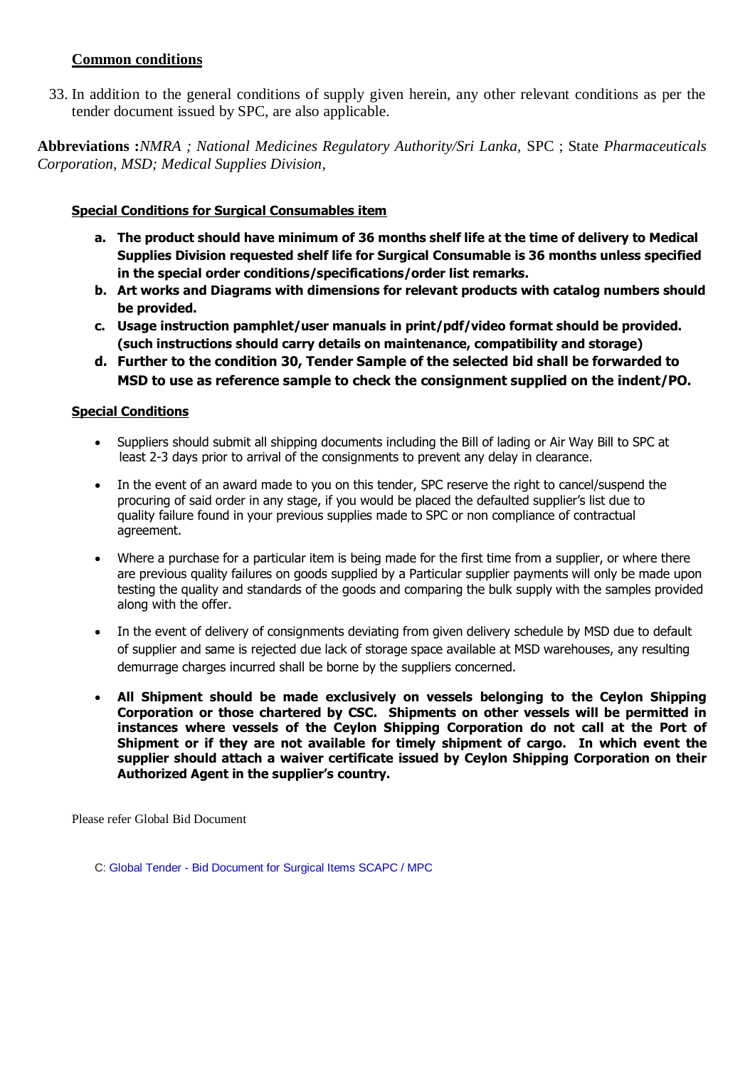## Common conditions

33. In addition to the general conditions of supply given herein, any other relevant conditions as per the tender document issued by SPC, are also applicable.

**Abbreviations :***NMRA ; National Medicines Regulatory Authority/Sri Lanka*, SPC ; State *Pharmaceuticals Corporation, MSD; Medical Supplies Division,*

### Special Conditions for Surgical Consumables item

- **a. The product should have minimum of 36 months shelf life at the time of delivery to Medical Supplies Division requested shelf life for Surgical Consumable is 36 months unless specified in the special order conditions/specifications/order list remarks.**
- **b. Art works and Diagrams with dimensions for relevant products with catalog numbers should be provided.**
- **c. Usage instruction pamphlet/user manuals in print/pdf/video format should be provided. (such instructions should carry details on maintenance, compatibility and storage)**
- **d. Further to the condition 30, Tender Sample of the selected bid shall be forwarded to MSD to use as reference sample to check the consignment supplied on the indent/PO.**

### Special Conditions

- Suppliers should submit all shipping documents including the Bill of lading or Air Way Bill to SPC at least 2-3 days prior to arrival of the consignments to prevent any delay in clearance.
- In the event of an award made to you on this tender, SPC reserve the right to cancel/suspend the procuring of said order in any stage, if you would be placed the defaulted supplier's list due to quality failure found in your previous supplies made to SPC or non compliance of contractual agreement.
- Where a purchase for a particular item is being made for the first time from a supplier, or where there are previous quality failures on goods supplied by a Particular supplier payments will only be made upon testing the quality and standards of the goods and comparing the bulk supply with the samples provided along with the offer.
- In the event of delivery of consignments deviating from given delivery schedule by MSD due to default of supplier and same is rejected due lack of storage space available at MSD warehouses, any resulting demurrage charges incurred shall be borne by the suppliers concerned.
- **All Shipment should be made exclusively on vessels belonging to the Ceylon Shipping Corporation or those chartered by CSC. Shipments on other vessels will be permitted in instances where vessels of the Ceylon Shipping Corporation do not call at the Port of Shipment or if they are not available for timely shipment of cargo. In which event the supplier should attach a waiver certificate issued by Ceylon Shipping Corporation on their Authorized Agent in the supplier's country.**

Please refer Global Bid Document

C: Global Tender - Bid Document for Surgical Items SCAPC / MPC